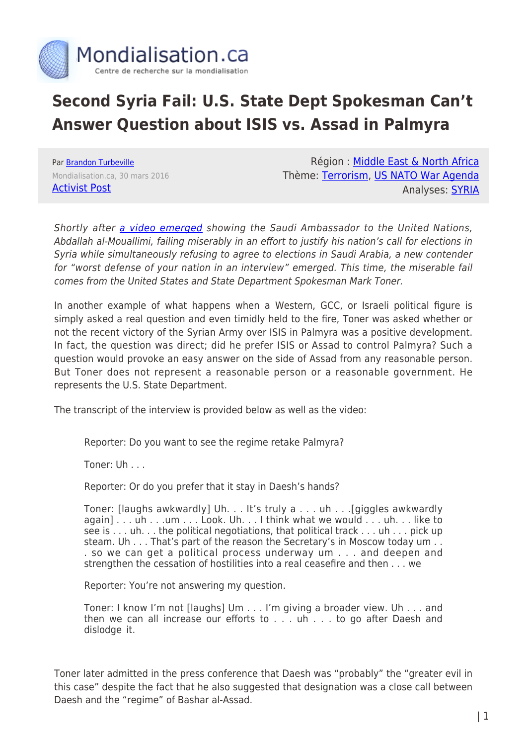# Second Syria Fail: U.S. State Dept Spokesman Can't Answer Question about ISIS vs. Assad in Palmyra

Par [Brandon Turbeville](#)
Mondialisation.ca, 30 mars 2016
[Activist Post](#)

Région : [Middle East & North Africa](#)
Thème: [Terrorism](#), [US NATO War Agenda](#)
Analyses: [SYRIA](#)

*Shortly after [a video emerged](#) showing the Saudi Ambassador to the United Nations, Abdallah al-Mouallimi, failing miserably in an effort to justify his nation's call for elections in Syria while simultaneously refusing to agree to elections in Saudi Arabia, a new contender for "worst defense of your nation in an interview" emerged. This time, the miserable fail comes from the United States and State Department Spokesman Mark Toner.*

In another example of what happens when a Western, GCC, or Israeli political figure is simply asked a real question and even timidly held to the fire, Toner was asked whether or not the recent victory of the Syrian Army over ISIS in Palmyra was a positive development. In fact, the question was direct; did he prefer ISIS or Assad to control Palmyra? Such a question would provoke an easy answer on the side of Assad from any reasonable person. But Toner does not represent a reasonable person or a reasonable government. He represents the U.S. State Department.

The transcript of the interview is provided below as well as the video:

> Reporter: Do you want to see the regime retake Palmyra?
>
> Toner: Uh . . .
>
> Reporter: Or do you prefer that it stay in Daesh's hands?
>
> Toner: [laughs awkwardly] Uh. . . It's truly a . . . uh . . .[giggles awkwardly again] . . . uh . . .um . . . Look. Uh. . . I think what we would . . . uh. . . like to see is . . . uh. . . the political negotiations, that political track . . . uh . . . pick up steam. Uh . . . That's part of the reason the Secretary's in Moscow today um . . . so we can get a political process underway um . . . and deepen and strengthen the cessation of hostilities into a real ceasefire and then . . . we
>
> Reporter: You're not answering my question.
>
> Toner: I know I'm not [laughs] Um . . . I'm giving a broader view. Uh . . . and then we can all increase our efforts to . . . uh . . . to go after Daesh and dislodge it.

Toner later admitted in the press conference that Daesh was "probably" the "greater evil in this case" despite the fact that he also suggested that designation was a close call between Daesh and the "regime" of Bashar al-Assad.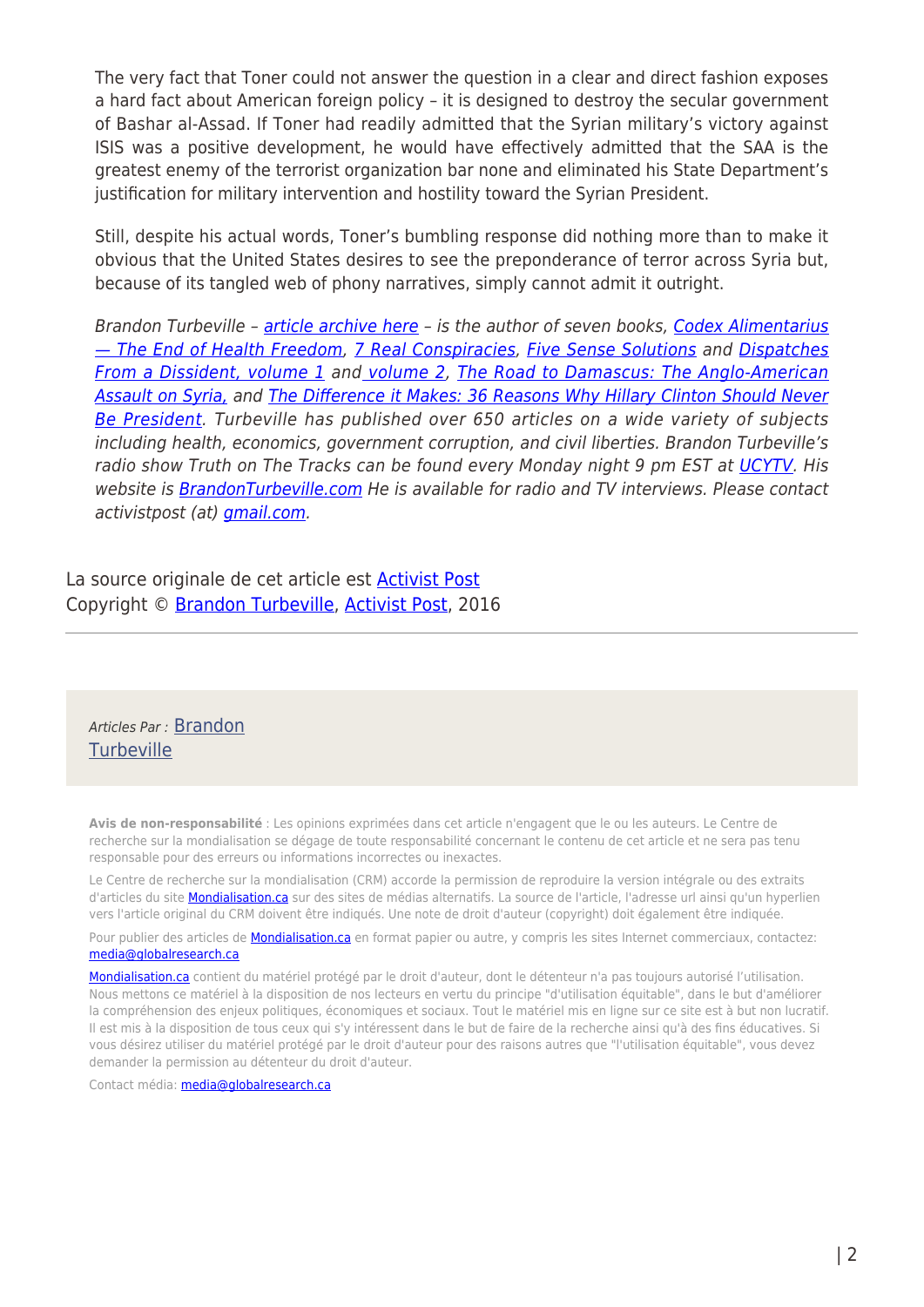The very fact that Toner could not answer the question in a clear and direct fashion exposes a hard fact about American foreign policy – it is designed to destroy the secular government of Bashar al-Assad. If Toner had readily admitted that the Syrian military's victory against ISIS was a positive development, he would have effectively admitted that the SAA is the greatest enemy of the terrorist organization bar none and eliminated his State Department's justification for military intervention and hostility toward the Syrian President.

Still, despite his actual words, Toner's bumbling response did nothing more than to make it obvious that the United States desires to see the preponderance of terror across Syria but, because of its tangled web of phony narratives, simply cannot admit it outright.

*Brandon Turbeville – article archive here – is the author of seven books, Codex Alimentarius — The End of Health Freedom, 7 Real Conspiracies, Five Sense Solutions and Dispatches From a Dissident, volume 1 and volume 2, The Road to Damascus: The Anglo-American Assault on Syria, and The Difference it Makes: 36 Reasons Why Hillary Clinton Should Never Be President. Turbeville has published over 650 articles on a wide variety of subjects including health, economics, government corruption, and civil liberties. Brandon Turbeville's radio show Truth on The Tracks can be found every Monday night 9 pm EST at UCYTV. His website is BrandonTurbeville.com He is available for radio and TV interviews. Please contact activistpost (at) gmail.com.*

La source originale de cet article est Activist Post
Copyright © Brandon Turbeville, Activist Post, 2016

---

*Articles Par :* Brandon Turbeville

**Avis de non-responsabilité** : Les opinions exprimées dans cet article n'engagent que le ou les auteurs. Le Centre de recherche sur la mondialisation se dégage de toute responsabilité concernant le contenu de cet article et ne sera pas tenu responsable pour des erreurs ou informations incorrectes ou inexactes.

Le Centre de recherche sur la mondialisation (CRM) accorde la permission de reproduire la version intégrale ou des extraits d'articles du site Mondialisation.ca sur des sites de médias alternatifs. La source de l'article, l'adresse url ainsi qu'un hyperlien vers l'article original du CRM doivent être indiqués. Une note de droit d'auteur (copyright) doit également être indiquée.

Pour publier des articles de Mondialisation.ca en format papier ou autre, y compris les sites Internet commerciaux, contactez: media@globalresearch.ca

Mondialisation.ca contient du matériel protégé par le droit d'auteur, dont le détenteur n'a pas toujours autorisé l'utilisation. Nous mettons ce matériel à la disposition de nos lecteurs en vertu du principe "d'utilisation équitable", dans le but d'améliorer la compréhension des enjeux politiques, économiques et sociaux. Tout le matériel mis en ligne sur ce site est à but non lucratif. Il est mis à la disposition de tous ceux qui s'y intéressent dans le but de faire de la recherche ainsi qu'à des fins éducatives. Si vous désirez utiliser du matériel protégé par le droit d'auteur pour des raisons autres que "l'utilisation équitable", vous devez demander la permission au détenteur du droit d'auteur.

Contact média: media@globalresearch.ca